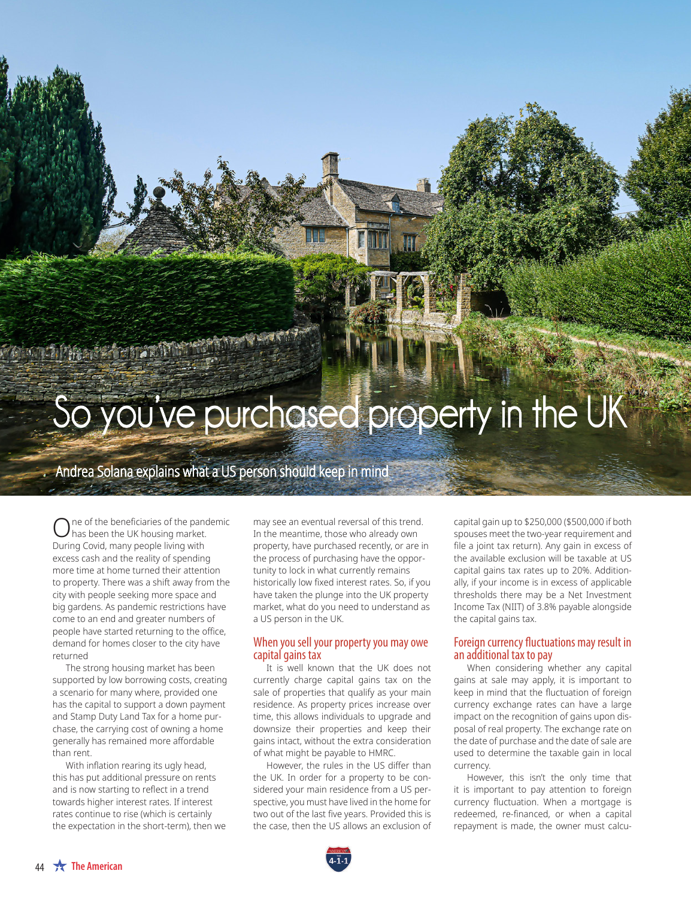# So you've purchased property in the UK

## Andrea Solana explains what a US person should keep in mind

One of the beneficiaries of the pandemic has been the UK housing market. During Covid, many people living with excess cash and the reality of spending more time at home turned their attention to property. There was a shift away from the city with people seeking more space and big gardens. As pandemic restrictions have come to an end and greater numbers of people have started returning to the office, demand for homes closer to the city have returned

The strong housing market has been supported by low borrowing costs, creating a scenario for many where, provided one has the capital to support a down payment and Stamp Duty Land Tax for a home purchase, the carrying cost of owning a home generally has remained more affordable than rent.

With inflation rearing its ugly head, this has put additional pressure on rents and is now starting to reflect in a trend towards higher interest rates. If interest rates continue to rise (which is certainly the expectation in the short-term), then we may see an eventual reversal of this trend. In the meantime, those who already own property, have purchased recently, or are in the process of purchasing have the opportunity to lock in what currently remains historically low fixed interest rates. So, if you have taken the plunge into the UK property market, what do you need to understand as a US person in the UK.

### When you sell your property you may owe capital gains tax

It is well known that the UK does not currently charge capital gains tax on the sale of properties that qualify as your main residence. As property prices increase over time, this allows individuals to upgrade and downsize their properties and keep their gains intact, without the extra consideration of what might be payable to HMRC.

However, the rules in the US differ than the UK. In order for a property to be considered your main residence from a US perspective, you must have lived in the home for two out of the last five years. Provided this is the case, then the US allows an exclusion of capital gain up to $250,000 ($500,000 if both spouses meet the two-year requirement and file a joint tax return). Any gain in excess of the available exclusion will be taxable at US capital gains tax rates up to 20%. Additionally, if your income is in excess of applicable thresholds there may be a Net Investment Income Tax (NIIT) of 3.8% payable alongside the capital gains tax.

### Foreign currency fluctuations may result in an additional tax to pay

When considering whether any capital gains at sale may apply, it is important to keep in mind that the fluctuation of foreign currency exchange rates can have a large impact on the recognition of gains upon disposal of real property. The exchange rate on the date of purchase and the date of sale are used to determine the taxable gain in local currency.

However, this isn't the only time that it is important to pay attention to foreign currency fluctuation. When a mortgage is redeemed, re-financed, or when a capital repayment is made, the owner must calcu-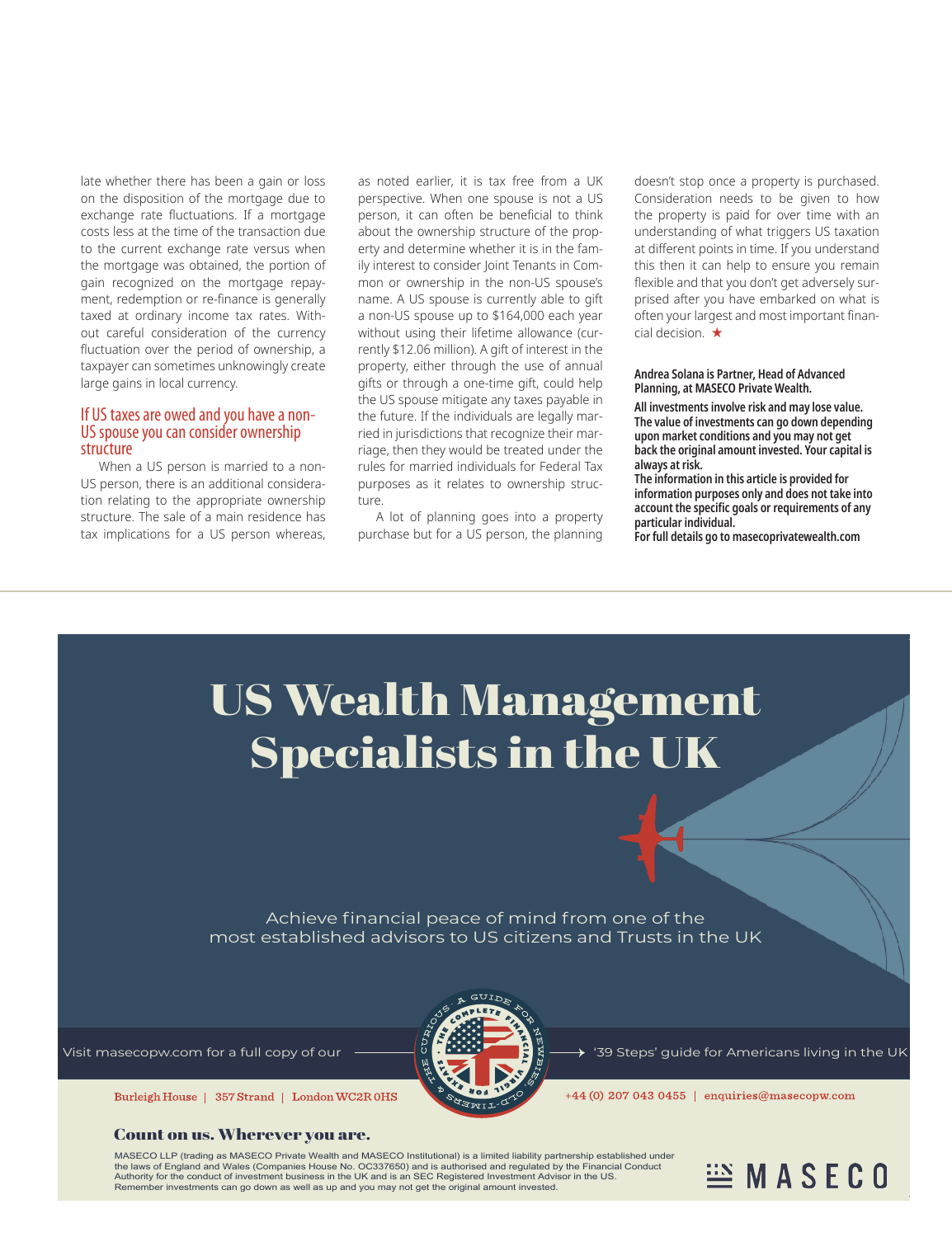late whether there has been a gain or loss on the disposition of the mortgage due to exchange rate fluctuations. If a mortgage costs less at the time of the transaction due to the current exchange rate versus when the mortgage was obtained, the portion of gain recognized on the mortgage repayment, redemption or re-finance is generally taxed at ordinary income tax rates. Without careful consideration of the currency fluctuation over the period of ownership, a taxpayer can sometimes unknowingly create large gains in local currency.

## If US taxes are owed and you have a non-US spouse you can consider ownership structure

When a US person is married to a non-US person, there is an additional consideration relating to the appropriate ownership structure. The sale of a main residence has tax implications for a US person whereas, as noted earlier, it is tax free from a UK perspective. When one spouse is not a US person, it can often be beneficial to think about the ownership structure of the property and determine whether it is in the family interest to consider Joint Tenants in Common or ownership in the non-US spouse's name. A US spouse is currently able to gift a non-US spouse up to $164,000 each year without using their lifetime allowance (currently $12.06 million). A gift of interest in the property, either through the use of annual gifts or through a one-time gift, could help the US spouse mitigate any taxes payable in the future. If the individuals are legally married in jurisdictions that recognize their marriage, then they would be treated under the rules for married individuals for Federal Tax purposes as it relates to ownership structure.

A lot of planning goes into a property purchase but for a US person, the planning doesn't stop once a property is purchased. Consideration needs to be given to how the property is paid for over time with an understanding of what triggers US taxation at different points in time. If you understand this then it can help to ensure you remain flexible and that you don't get adversely surprised after you have embarked on what is often your largest and most important financial decision. ★

**Andrea Solana is Partner, Head of Advanced Planning, at MASECO Private Wealth.**

**All investments involve risk and may lose value. The value of investments can go down depending upon market conditions and you may not get back the original amount invested. Your capital is always at risk.**
**The information in this article is provided for information purposes only and does not take into account the specific goals or requirements of any particular individual.**
**For full details go to masecoprivatewealth.com**

# US Wealth Management Specialists in the UK

Achieve financial peace of mind from one of the most established advisors to US citizens and Trusts in the UK

Visit masecopw.com for a full copy of our → '39 Steps' guide for Americans living in the UK

THE CURIOUS A GUIDE FOR NEWBIES, OLD-TIMERS & EXPATS — THE COMPLETE FINANCIAL VIRGIL FOR

Burleigh House | 357 Strand | London WC2R 0HS

+44 (0) 207 043 0455 | enquiries@masecopw.com

**Count on us. Wherever you are.**

MASECO LLP (trading as MASECO Private Wealth and MASECO Institutional) is a limited liability partnership established under the laws of England and Wales (Companies House No. OC337650) and is authorised and regulated by the Financial Conduct Authority for the conduct of investment business in the UK and is an SEC Registered Investment Advisor in the US. Remember investments can go down as well as up and you may not get the original amount invested.

MASECO